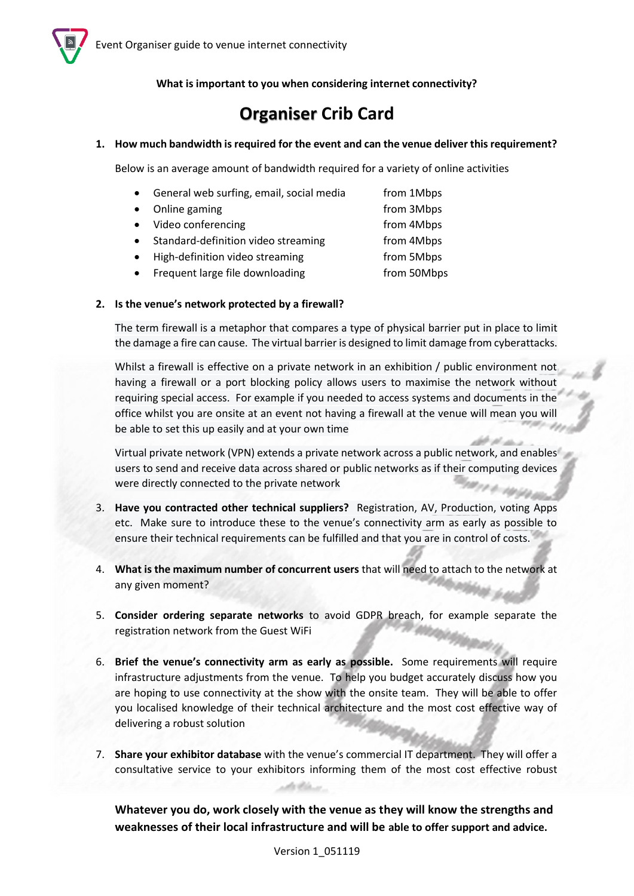**What is important to you when considering internet connectivity?**

# Organiser Crib Card

1. **How much bandwidth is required for the event and can the venue deliver this requirement?**

   Below is an average amount of bandwidth required for a variety of online activities

   - General web surfing, email, social media — from 1Mbps
   - Online gaming — from 3Mbps
   - Video conferencing — from 4Mbps
   - Standard-definition video streaming — from 4Mbps
   - High-definition video streaming — from 5Mbps
   - Frequent large file downloading — from 50Mbps

2. **Is the venue's network protected by a firewall?**

   The term firewall is a metaphor that compares a type of physical barrier put in place to limit the damage a fire can cause. The virtual barrier is designed to limit damage from cyberattacks.

   Whilst a firewall is effective on a private network in an exhibition / public environment not having a firewall or a port blocking policy allows users to maximise the network without requiring special access. For example if you needed to access systems and documents in the office whilst you are onsite at an event not having a firewall at the venue will mean you will be able to set this up easily and at your own time

   Virtual private network (VPN) extends a private network across a public network, and enables users to send and receive data across shared or public networks as if their computing devices were directly connected to the private network

3. **Have you contracted other technical suppliers?** Registration, AV, Production, voting Apps etc. Make sure to introduce these to the venue's connectivity arm as early as possible to ensure their technical requirements can be fulfilled and that you are in control of costs.

4. **What is the maximum number of concurrent users** that will need to attach to the network at any given moment?

5. **Consider ordering separate networks** to avoid GDPR breach, for example separate the registration network from the Guest WiFi

6. **Brief the venue's connectivity arm as early as possible.** Some requirements will require infrastructure adjustments from the venue. To help you budget accurately discuss how you are hoping to use connectivity at the show with the onsite team. They will be able to offer you localised knowledge of their technical architecture and the most cost effective way of delivering a robust solution

7. **Share your exhibitor database** with the venue's commercial IT department. They will offer a consultative service to your exhibitors informing them of the most cost effective robust

**Whatever you do, work closely with the venue as they will know the strengths and weaknesses of their local infrastructure and will be able to offer support and advice.**

Version 1_051119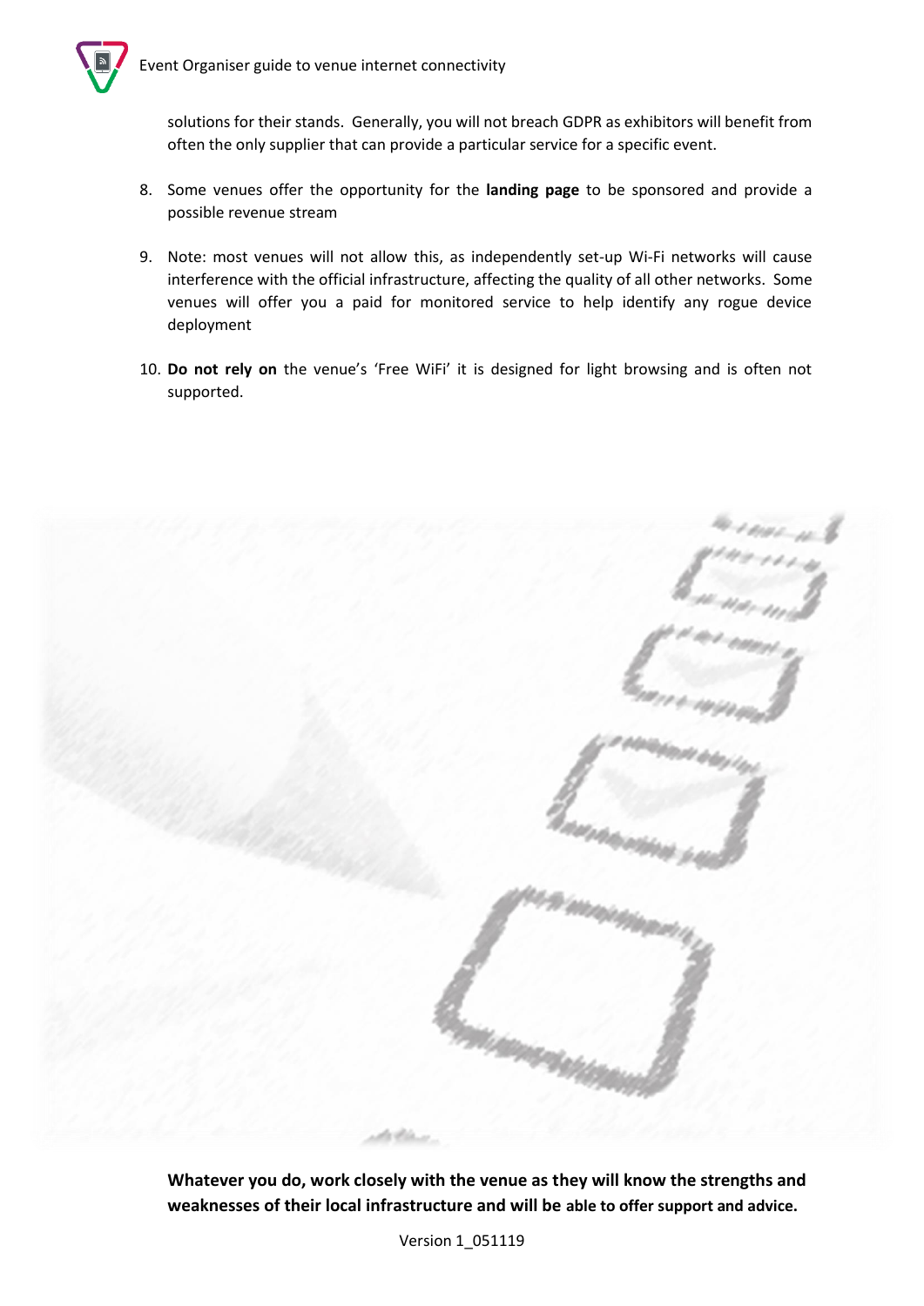solutions for their stands. Generally, you will not breach GDPR as exhibitors will benefit from often the only supplier that can provide a particular service for a specific event.

8. Some venues offer the opportunity for the **landing page** to be sponsored and provide a possible revenue stream

9. Note: most venues will not allow this, as independently set-up Wi-Fi networks will cause interference with the official infrastructure, affecting the quality of all other networks. Some venues will offer you a paid for monitored service to help identify any rogue device deployment

10. **Do not rely on** the venue's 'Free WiFi' it is designed for light browsing and is often not supported.

**Whatever you do, work closely with the venue as they will know the strengths and weaknesses of their local infrastructure and will be able to offer support and advice.**

Version 1_051119